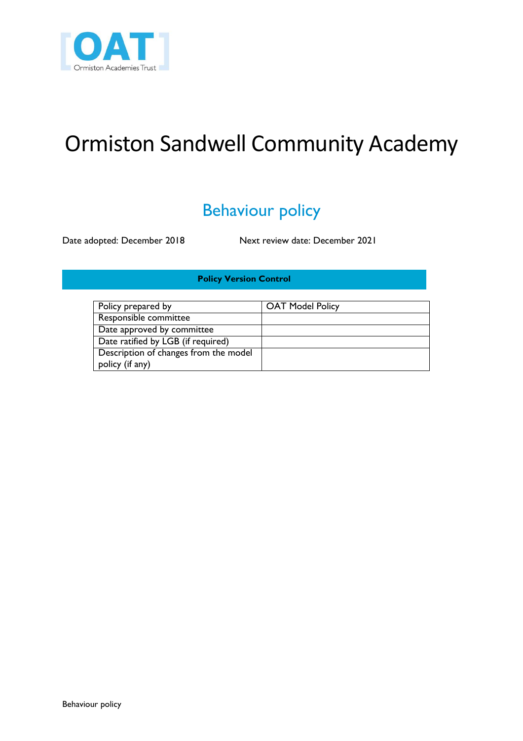# Ormiston Sandwell Community Academy

## Behaviour policy

Date adopted: December 2018 Next review date: December 2021

**Policy Version Control**

| Policy prepared by | OAT Model Policy |
|---|---|
| Responsible committee | |
| Date approved by committee | |
| Date ratified by LGB (if required) | |
| Description of changes from the model policy (if any) | |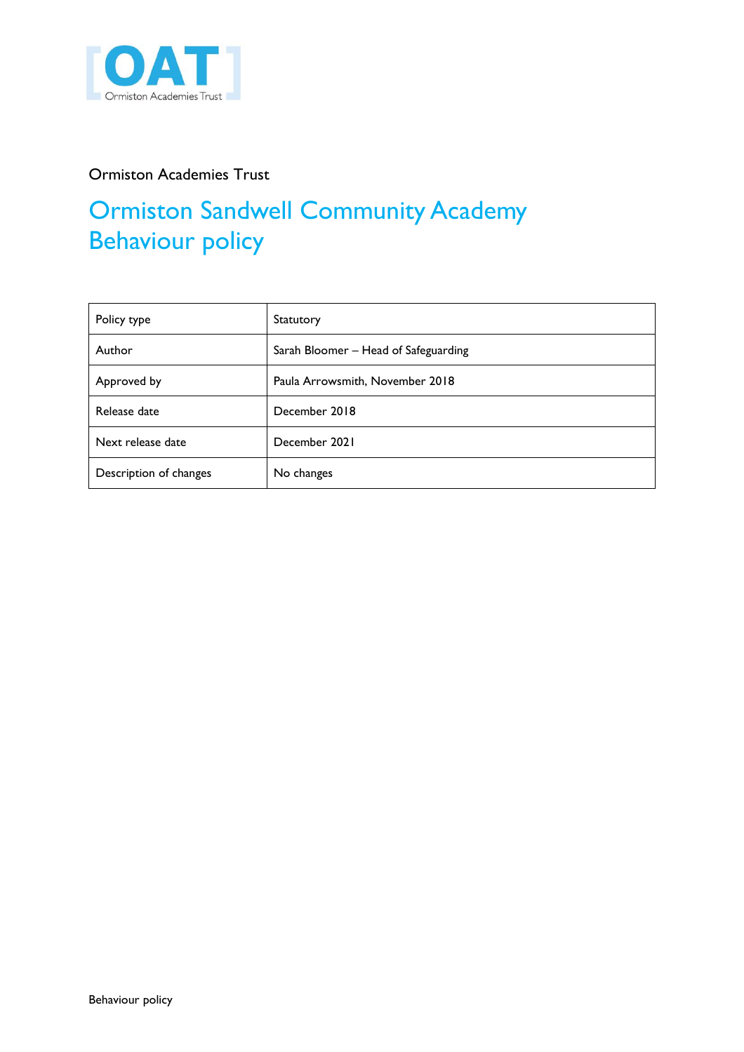Ormiston Academies Trust

# Ormiston Sandwell Community Academy Behaviour policy

| Policy type | Statutory |
|---|---|
| Author | Sarah Bloomer – Head of Safeguarding |
| Approved by | Paula Arrowsmith, November 2018 |
| Release date | December 2018 |
| Next release date | December 2021 |
| Description of changes | No changes |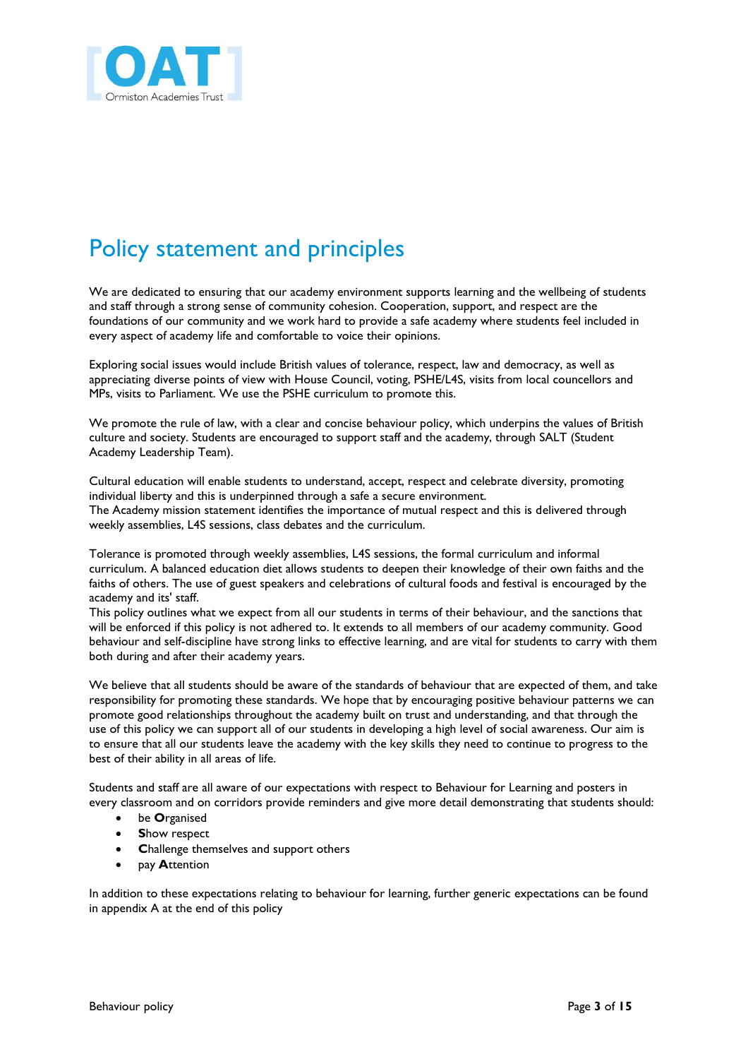# Policy statement and principles

We are dedicated to ensuring that our academy environment supports learning and the wellbeing of students and staff through a strong sense of community cohesion. Cooperation, support, and respect are the foundations of our community and we work hard to provide a safe academy where students feel included in every aspect of academy life and comfortable to voice their opinions.

Exploring social issues would include British values of tolerance, respect, law and democracy, as well as appreciating diverse points of view with House Council, voting, PSHE/L4S, visits from local councellors and MPs, visits to Parliament. We use the PSHE curriculum to promote this.

We promote the rule of law, with a clear and concise behaviour policy, which underpins the values of British culture and society. Students are encouraged to support staff and the academy, through SALT (Student Academy Leadership Team).

Cultural education will enable students to understand, accept, respect and celebrate diversity, promoting individual liberty and this is underpinned through a safe a secure environment.
The Academy mission statement identifies the importance of mutual respect and this is delivered through weekly assemblies, L4S sessions, class debates and the curriculum.

Tolerance is promoted through weekly assemblies, L4S sessions, the formal curriculum and informal curriculum. A balanced education diet allows students to deepen their knowledge of their own faiths and the faiths of others. The use of guest speakers and celebrations of cultural foods and festival is encouraged by the academy and its' staff.
This policy outlines what we expect from all our students in terms of their behaviour, and the sanctions that will be enforced if this policy is not adhered to. It extends to all members of our academy community. Good behaviour and self-discipline have strong links to effective learning, and are vital for students to carry with them both during and after their academy years.

We believe that all students should be aware of the standards of behaviour that are expected of them, and take responsibility for promoting these standards. We hope that by encouraging positive behaviour patterns we can promote good relationships throughout the academy built on trust and understanding, and that through the use of this policy we can support all of our students in developing a high level of social awareness. Our aim is to ensure that all our students leave the academy with the key skills they need to continue to progress to the best of their ability in all areas of life.

Students and staff are all aware of our expectations with respect to Behaviour for Learning and posters in every classroom and on corridors provide reminders and give more detail demonstrating that students should:

- be **O**rganised
- **S**how respect
- **C**hallenge themselves and support others
- pay **A**ttention

In addition to these expectations relating to behaviour for learning, further generic expectations can be found in appendix A at the end of this policy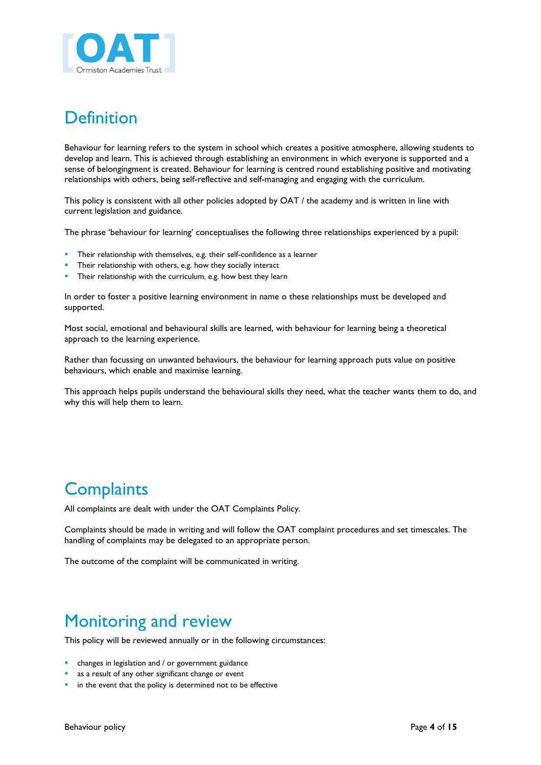# Definition

Behaviour for learning refers to the system in school which creates a positive atmosphere, allowing students to develop and learn. This is achieved through establishing an environment in which everyone is supported and a sense of belongingment is created. Behaviour for learning is centred round establishing positive and motivating relationships with others, being self-reflective and self-managing and engaging with the curriculum.

This policy is consistent with all other policies adopted by OAT / the academy and is written in line with current legislation and guidance.

The phrase 'behaviour for learning' conceptualises the following three relationships experienced by a pupil:

- Their relationship with themselves, e.g. their self-confidence as a learner
- Their relationship with others, e.g. how they socially interact
- Their relationship with the curriculum, e.g. how best they learn

In order to foster a positive learning environment in name o these relationships must be developed and supported.

Most social, emotional and behavioural skills are learned, with behaviour for learning being a theoretical approach to the learning experience.

Rather than focussing on unwanted behaviours, the behaviour for learning approach puts value on positive behaviours, which enable and maximise learning.

This approach helps pupils understand the behavioural skills they need, what the teacher wants them to do, and why this will help them to learn.

# Complaints

All complaints are dealt with under the OAT Complaints Policy.

Complaints should be made in writing and will follow the OAT complaint procedures and set timescales. The handling of complaints may be delegated to an appropriate person.

The outcome of the complaint will be communicated in writing.

# Monitoring and review

This policy will be reviewed annually or in the following circumstances:

- changes in legislation and / or government guidance
- as a result of any other significant change or event
- in the event that the policy is determined not to be effective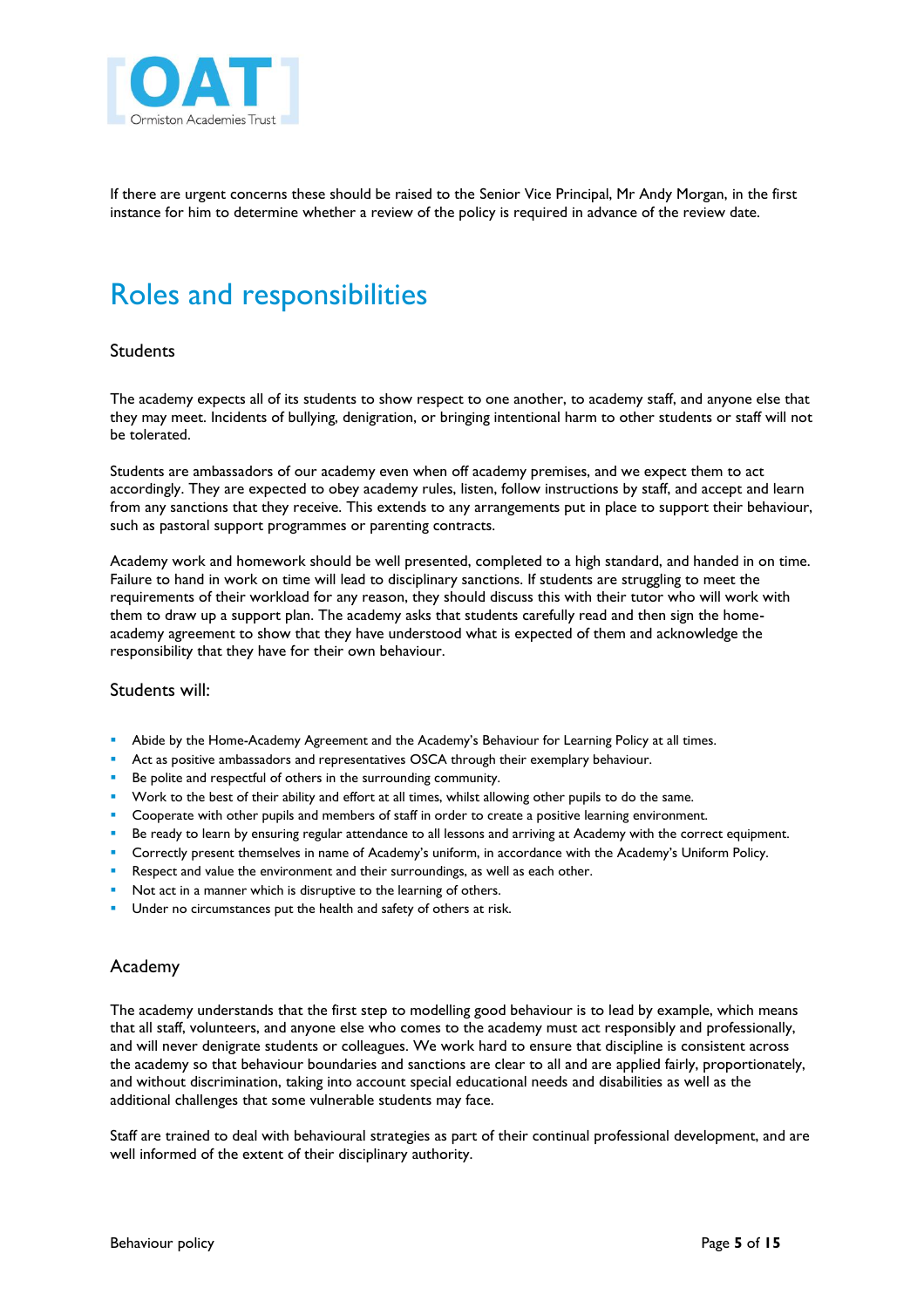If there are urgent concerns these should be raised to the Senior Vice Principal, Mr Andy Morgan, in the first instance for him to determine whether a review of the policy is required in advance of the review date.

# Roles and responsibilities

## Students

The academy expects all of its students to show respect to one another, to academy staff, and anyone else that they may meet. Incidents of bullying, denigration, or bringing intentional harm to other students or staff will not be tolerated.

Students are ambassadors of our academy even when off academy premises, and we expect them to act accordingly. They are expected to obey academy rules, listen, follow instructions by staff, and accept and learn from any sanctions that they receive. This extends to any arrangements put in place to support their behaviour, such as pastoral support programmes or parenting contracts.

Academy work and homework should be well presented, completed to a high standard, and handed in on time. Failure to hand in work on time will lead to disciplinary sanctions. If students are struggling to meet the requirements of their workload for any reason, they should discuss this with their tutor who will work with them to draw up a support plan. The academy asks that students carefully read and then sign the home-academy agreement to show that they have understood what is expected of them and acknowledge the responsibility that they have for their own behaviour.

### Students will:

- Abide by the Home-Academy Agreement and the Academy's Behaviour for Learning Policy at all times.
- Act as positive ambassadors and representatives OSCA through their exemplary behaviour.
- Be polite and respectful of others in the surrounding community.
- Work to the best of their ability and effort at all times, whilst allowing other pupils to do the same.
- Cooperate with other pupils and members of staff in order to create a positive learning environment.
- Be ready to learn by ensuring regular attendance to all lessons and arriving at Academy with the correct equipment.
- Correctly present themselves in name of Academy's uniform, in accordance with the Academy's Uniform Policy.
- Respect and value the environment and their surroundings, as well as each other.
- Not act in a manner which is disruptive to the learning of others.
- Under no circumstances put the health and safety of others at risk.

## Academy

The academy understands that the first step to modelling good behaviour is to lead by example, which means that all staff, volunteers, and anyone else who comes to the academy must act responsibly and professionally, and will never denigrate students or colleagues. We work hard to ensure that discipline is consistent across the academy so that behaviour boundaries and sanctions are clear to all and are applied fairly, proportionately, and without discrimination, taking into account special educational needs and disabilities as well as the additional challenges that some vulnerable students may face.

Staff are trained to deal with behavioural strategies as part of their continual professional development, and are well informed of the extent of their disciplinary authority.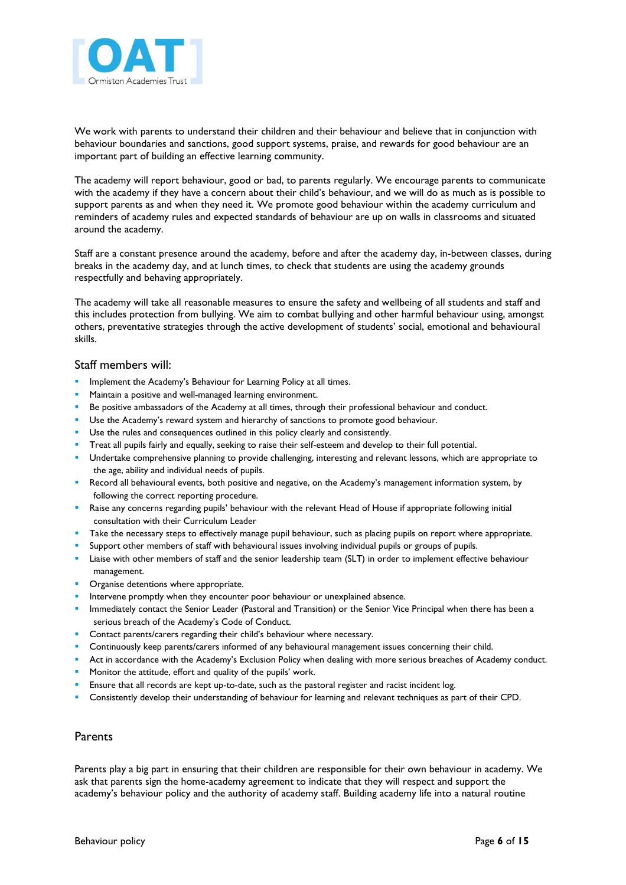We work with parents to understand their children and their behaviour and believe that in conjunction with behaviour boundaries and sanctions, good support systems, praise, and rewards for good behaviour are an important part of building an effective learning community.

The academy will report behaviour, good or bad, to parents regularly. We encourage parents to communicate with the academy if they have a concern about their child's behaviour, and we will do as much as is possible to support parents as and when they need it. We promote good behaviour within the academy curriculum and reminders of academy rules and expected standards of behaviour are up on walls in classrooms and situated around the academy.

Staff are a constant presence around the academy, before and after the academy day, in-between classes, during breaks in the academy day, and at lunch times, to check that students are using the academy grounds respectfully and behaving appropriately.

The academy will take all reasonable measures to ensure the safety and wellbeing of all students and staff and this includes protection from bullying. We aim to combat bullying and other harmful behaviour using, amongst others, preventative strategies through the active development of students' social, emotional and behavioural skills.

## Staff members will:

- Implement the Academy's Behaviour for Learning Policy at all times.
- Maintain a positive and well-managed learning environment.
- Be positive ambassadors of the Academy at all times, through their professional behaviour and conduct.
- Use the Academy's reward system and hierarchy of sanctions to promote good behaviour.
- Use the rules and consequences outlined in this policy clearly and consistently.
- Treat all pupils fairly and equally, seeking to raise their self-esteem and develop to their full potential.
- Undertake comprehensive planning to provide challenging, interesting and relevant lessons, which are appropriate to the age, ability and individual needs of pupils.
- Record all behavioural events, both positive and negative, on the Academy's management information system, by following the correct reporting procedure.
- Raise any concerns regarding pupils' behaviour with the relevant Head of House if appropriate following initial consultation with their Curriculum Leader
- Take the necessary steps to effectively manage pupil behaviour, such as placing pupils on report where appropriate.
- Support other members of staff with behavioural issues involving individual pupils or groups of pupils.
- Liaise with other members of staff and the senior leadership team (SLT) in order to implement effective behaviour management.
- Organise detentions where appropriate.
- Intervene promptly when they encounter poor behaviour or unexplained absence.
- Immediately contact the Senior Leader (Pastoral and Transition) or the Senior Vice Principal when there has been a serious breach of the Academy's Code of Conduct.
- Contact parents/carers regarding their child's behaviour where necessary.
- Continuously keep parents/carers informed of any behavioural management issues concerning their child.
- Act in accordance with the Academy's Exclusion Policy when dealing with more serious breaches of Academy conduct.
- Monitor the attitude, effort and quality of the pupils' work.
- Ensure that all records are kept up-to-date, such as the pastoral register and racist incident log.
- Consistently develop their understanding of behaviour for learning and relevant techniques as part of their CPD.

## Parents

Parents play a big part in ensuring that their children are responsible for their own behaviour in academy. We ask that parents sign the home-academy agreement to indicate that they will respect and support the academy's behaviour policy and the authority of academy staff. Building academy life into a natural routine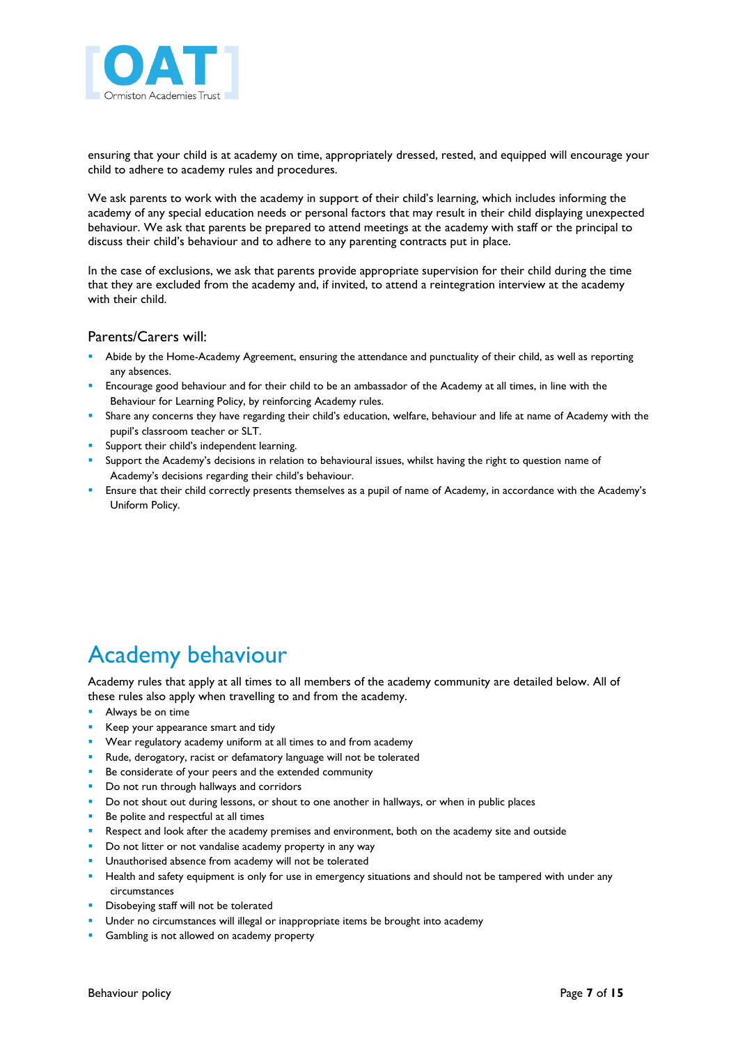ensuring that your child is at academy on time, appropriately dressed, rested, and equipped will encourage your child to adhere to academy rules and procedures.

We ask parents to work with the academy in support of their child's learning, which includes informing the academy of any special education needs or personal factors that may result in their child displaying unexpected behaviour. We ask that parents be prepared to attend meetings at the academy with staff or the principal to discuss their child's behaviour and to adhere to any parenting contracts put in place.

In the case of exclusions, we ask that parents provide appropriate supervision for their child during the time that they are excluded from the academy and, if invited, to attend a reintegration interview at the academy with their child.

### Parents/Carers will:

- Abide by the Home-Academy Agreement, ensuring the attendance and punctuality of their child, as well as reporting any absences.
- Encourage good behaviour and for their child to be an ambassador of the Academy at all times, in line with the Behaviour for Learning Policy, by reinforcing Academy rules.
- Share any concerns they have regarding their child's education, welfare, behaviour and life at name of Academy with the pupil's classroom teacher or SLT.
- Support their child's independent learning.
- Support the Academy's decisions in relation to behavioural issues, whilst having the right to question name of Academy's decisions regarding their child's behaviour.
- Ensure that their child correctly presents themselves as a pupil of name of Academy, in accordance with the Academy's Uniform Policy.

## Academy behaviour

Academy rules that apply at all times to all members of the academy community are detailed below. All of these rules also apply when travelling to and from the academy.

- Always be on time
- Keep your appearance smart and tidy
- Wear regulatory academy uniform at all times to and from academy
- Rude, derogatory, racist or defamatory language will not be tolerated
- Be considerate of your peers and the extended community
- Do not run through hallways and corridors
- Do not shout out during lessons, or shout to one another in hallways, or when in public places
- Be polite and respectful at all times
- Respect and look after the academy premises and environment, both on the academy site and outside
- Do not litter or not vandalise academy property in any way
- Unauthorised absence from academy will not be tolerated
- Health and safety equipment is only for use in emergency situations and should not be tampered with under any circumstances
- Disobeying staff will not be tolerated
- Under no circumstances will illegal or inappropriate items be brought into academy
- Gambling is not allowed on academy property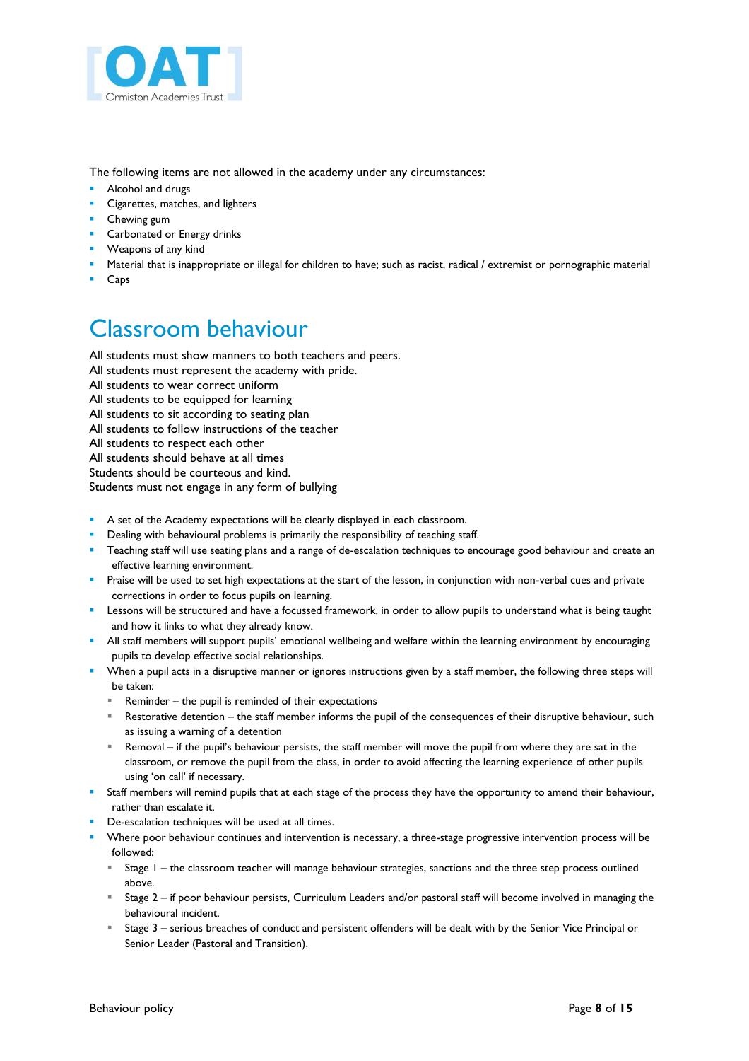The following items are not allowed in the academy under any circumstances:

- Alcohol and drugs
- Cigarettes, matches, and lighters
- Chewing gum
- Carbonated or Energy drinks
- Weapons of any kind
- Material that is inappropriate or illegal for children to have; such as racist, radical / extremist or pornographic material
- Caps

# Classroom behaviour

All students must show manners to both teachers and peers.
All students must represent the academy with pride.
All students to wear correct uniform
All students to be equipped for learning
All students to sit according to seating plan
All students to follow instructions of the teacher
All students to respect each other
All students should behave at all times
Students should be courteous and kind.
Students must not engage in any form of bullying

- A set of the Academy expectations will be clearly displayed in each classroom.
- Dealing with behavioural problems is primarily the responsibility of teaching staff.
- Teaching staff will use seating plans and a range of de-escalation techniques to encourage good behaviour and create an effective learning environment.
- Praise will be used to set high expectations at the start of the lesson, in conjunction with non-verbal cues and private corrections in order to focus pupils on learning.
- Lessons will be structured and have a focussed framework, in order to allow pupils to understand what is being taught and how it links to what they already know.
- All staff members will support pupils' emotional wellbeing and welfare within the learning environment by encouraging pupils to develop effective social relationships.
- When a pupil acts in a disruptive manner or ignores instructions given by a staff member, the following three steps will be taken:
  - Reminder – the pupil is reminded of their expectations
  - Restorative detention – the staff member informs the pupil of the consequences of their disruptive behaviour, such as issuing a warning of a detention
  - Removal – if the pupil's behaviour persists, the staff member will move the pupil from where they are sat in the classroom, or remove the pupil from the class, in order to avoid affecting the learning experience of other pupils using 'on call' if necessary.
- Staff members will remind pupils that at each stage of the process they have the opportunity to amend their behaviour, rather than escalate it.
- De-escalation techniques will be used at all times.
- Where poor behaviour continues and intervention is necessary, a three-stage progressive intervention process will be followed:
  - Stage 1 – the classroom teacher will manage behaviour strategies, sanctions and the three step process outlined above.
  - Stage 2 – if poor behaviour persists, Curriculum Leaders and/or pastoral staff will become involved in managing the behavioural incident.
  - Stage 3 – serious breaches of conduct and persistent offenders will be dealt with by the Senior Vice Principal or Senior Leader (Pastoral and Transition).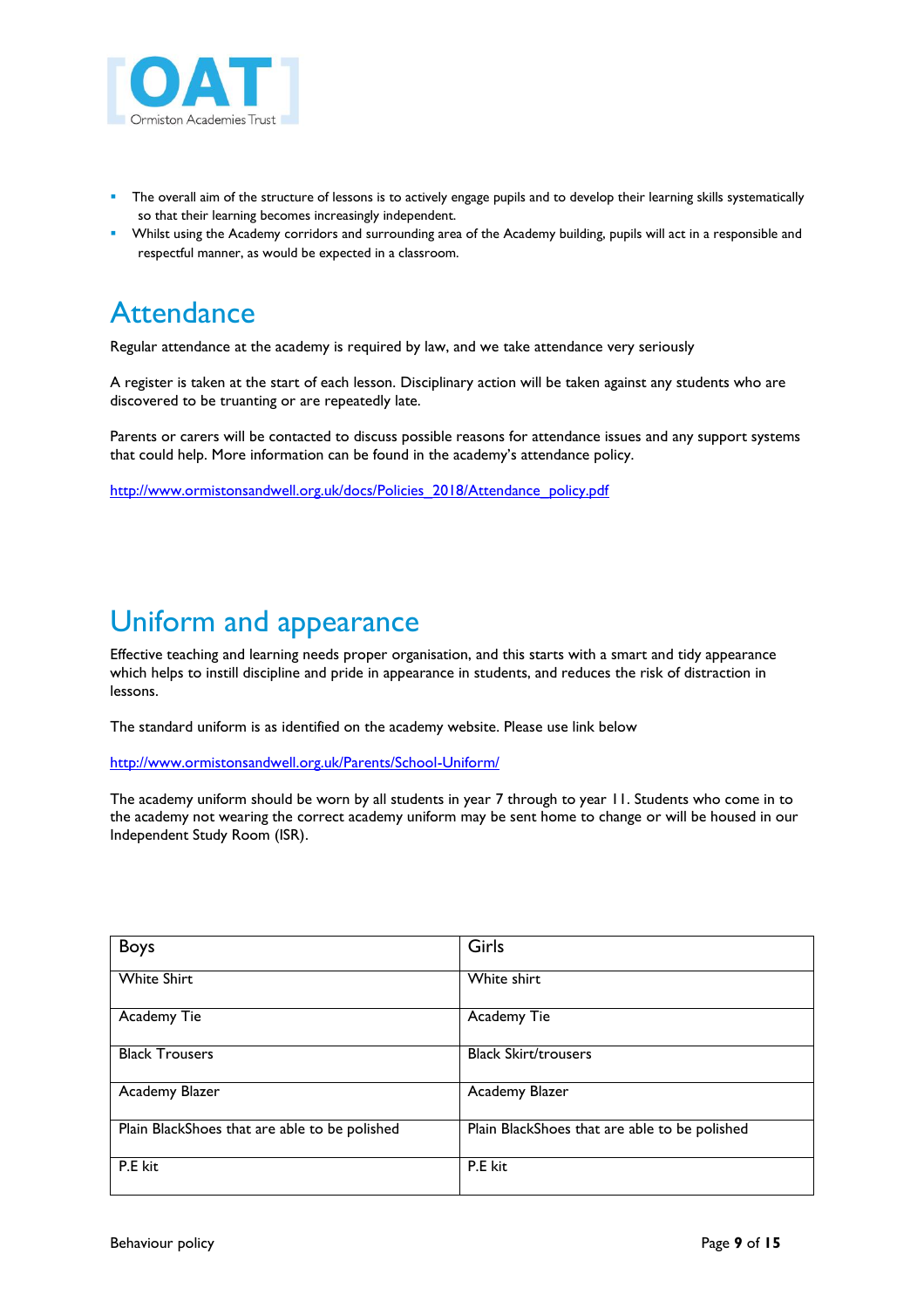- The overall aim of the structure of lessons is to actively engage pupils and to develop their learning skills systematically so that their learning becomes increasingly independent.
- Whilst using the Academy corridors and surrounding area of the Academy building, pupils will act in a responsible and respectful manner, as would be expected in a classroom.

# Attendance

Regular attendance at the academy is required by law, and we take attendance very seriously

A register is taken at the start of each lesson. Disciplinary action will be taken against any students who are discovered to be truanting or are repeatedly late.

Parents or carers will be contacted to discuss possible reasons for attendance issues and any support systems that could help. More information can be found in the academy's attendance policy.

http://www.ormistonsandwell.org.uk/docs/Policies_2018/Attendance_policy.pdf

# Uniform and appearance

Effective teaching and learning needs proper organisation, and this starts with a smart and tidy appearance which helps to instill discipline and pride in appearance in students, and reduces the risk of distraction in lessons.

The standard uniform is as identified on the academy website. Please use link below

http://www.ormistonsandwell.org.uk/Parents/School-Uniform/

The academy uniform should be worn by all students in year 7 through to year 11. Students who come in to the academy not wearing the correct academy uniform may be sent home to change or will be housed in our Independent Study Room (ISR).

| Boys | Girls |
|---|---|
| White Shirt | White shirt |
| Academy Tie | Academy Tie |
| Black Trousers | Black Skirt/trousers |
| Academy Blazer | Academy Blazer |
| Plain BlackShoes that are able to be polished | Plain BlackShoes that are able to be polished |
| P.E kit | P.E kit |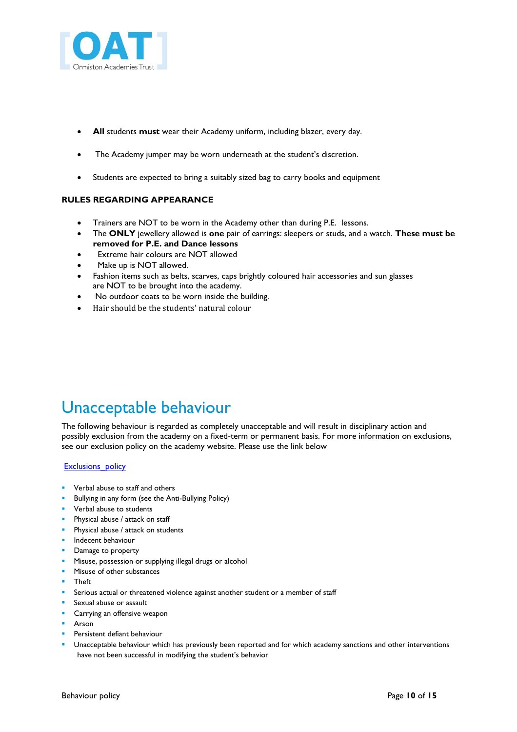- **All** students **must** wear their Academy uniform, including blazer, every day.

- The Academy jumper may be worn underneath at the student's discretion.

- Students are expected to bring a suitably sized bag to carry books and equipment

**RULES REGARDING APPEARANCE**

- Trainers are NOT to be worn in the Academy other than during P.E. lessons.
- The **ONLY** jewellery allowed is **one** pair of earrings: sleepers or studs, and a watch. **These must be removed for P.E. and Dance lessons**
- Extreme hair colours are NOT allowed
- Make up is NOT allowed.
- Fashion items such as belts, scarves, caps brightly coloured hair accessories and sun glasses are NOT to be brought into the academy.
- No outdoor coats to be worn inside the building.
- Hair should be the students' natural colour

# Unacceptable behaviour

The following behaviour is regarded as completely unacceptable and will result in disciplinary action and possibly exclusion from the academy on a fixed-term or permanent basis. For more information on exclusions, see our exclusion policy on the academy website. Please use the link below

Exclusions_policy

- Verbal abuse to staff and others
- Bullying in any form (see the Anti-Bullying Policy)
- Verbal abuse to students
- Physical abuse / attack on staff
- Physical abuse / attack on students
- Indecent behaviour
- Damage to property
- Misuse, possession or supplying illegal drugs or alcohol
- Misuse of other substances
- Theft
- Serious actual or threatened violence against another student or a member of staff
- Sexual abuse or assault
- Carrying an offensive weapon
- Arson
- Persistent defiant behaviour
- Unacceptable behaviour which has previously been reported and for which academy sanctions and other interventions have not been successful in modifying the student's behavior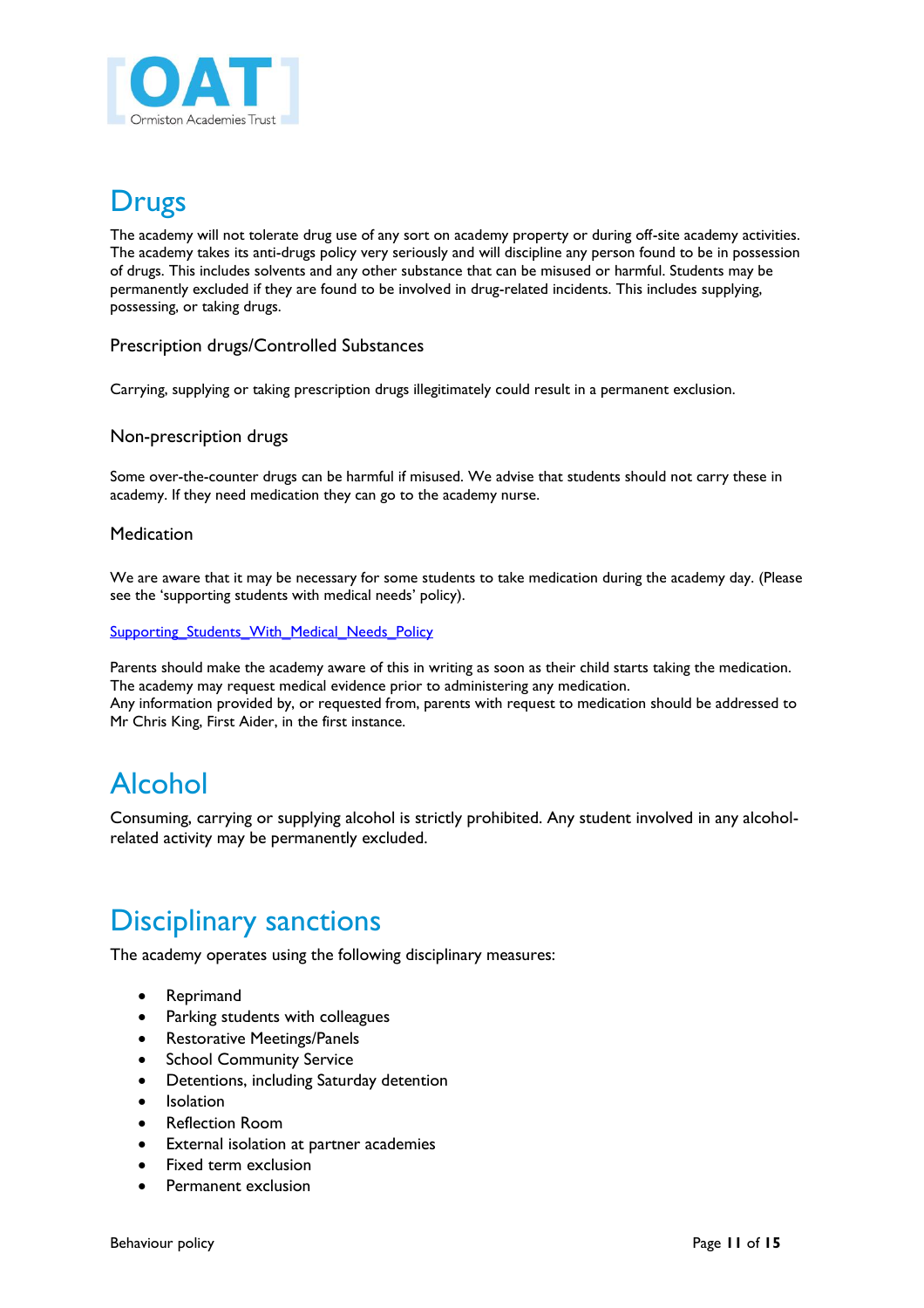# Drugs

The academy will not tolerate drug use of any sort on academy property or during off-site academy activities. The academy takes its anti-drugs policy very seriously and will discipline any person found to be in possession of drugs. This includes solvents and any other substance that can be misused or harmful. Students may be permanently excluded if they are found to be involved in drug-related incidents. This includes supplying, possessing, or taking drugs.

### Prescription drugs/Controlled Substances

Carrying, supplying or taking prescription drugs illegitimately could result in a permanent exclusion.

### Non-prescription drugs

Some over-the-counter drugs can be harmful if misused. We advise that students should not carry these in academy. If they need medication they can go to the academy nurse.

### Medication

We are aware that it may be necessary for some students to take medication during the academy day. (Please see the 'supporting students with medical needs' policy).

Supporting_Students_With_Medical_Needs_Policy

Parents should make the academy aware of this in writing as soon as their child starts taking the medication. The academy may request medical evidence prior to administering any medication.
Any information provided by, or requested from, parents with request to medication should be addressed to Mr Chris King, First Aider, in the first instance.

# Alcohol

Consuming, carrying or supplying alcohol is strictly prohibited. Any student involved in any alcohol-related activity may be permanently excluded.

# Disciplinary sanctions

The academy operates using the following disciplinary measures:

- Reprimand
- Parking students with colleagues
- Restorative Meetings/Panels
- School Community Service
- Detentions, including Saturday detention
- Isolation
- Reflection Room
- External isolation at partner academies
- Fixed term exclusion
- Permanent exclusion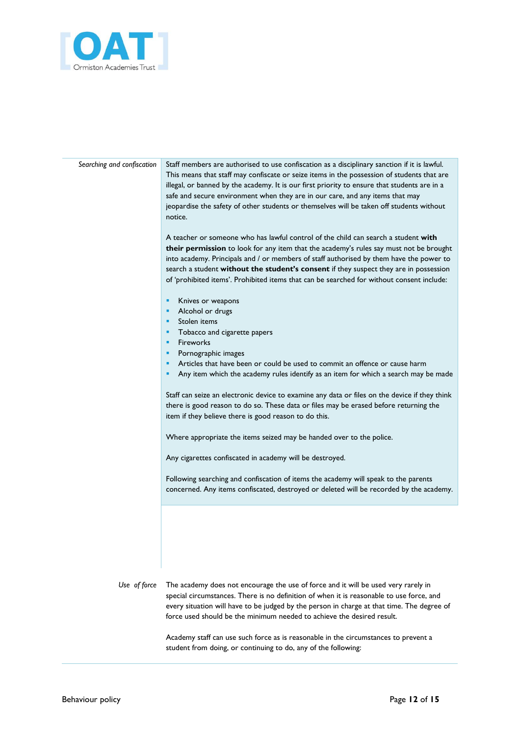*Searching and confiscation*

Staff members are authorised to use confiscation as a disciplinary sanction if it is lawful. This means that staff may confiscate or seize items in the possession of students that are illegal, or banned by the academy. It is our first priority to ensure that students are in a safe and secure environment when they are in our care, and any items that may jeopardise the safety of other students or themselves will be taken off students without notice.

A teacher or someone who has lawful control of the child can search a student **with their permission** to look for any item that the academy's rules say must not be brought into academy. Principals and / or members of staff authorised by them have the power to search a student **without the student's consent** if they suspect they are in possession of 'prohibited items'. Prohibited items that can be searched for without consent include:

- Knives or weapons
- Alcohol or drugs
- Stolen items
- Tobacco and cigarette papers
- Fireworks
- Pornographic images
- Articles that have been or could be used to commit an offence or cause harm
- Any item which the academy rules identify as an item for which a search may be made

Staff can seize an electronic device to examine any data or files on the device if they think there is good reason to do so. These data or files may be erased before returning the item if they believe there is good reason to do this.

Where appropriate the items seized may be handed over to the police.

Any cigarettes confiscated in academy will be destroyed.

Following searching and confiscation of items the academy will speak to the parents concerned. Any items confiscated, destroyed or deleted will be recorded by the academy.

*Use of force*

The academy does not encourage the use of force and it will be used very rarely in special circumstances. There is no definition of when it is reasonable to use force, and every situation will have to be judged by the person in charge at that time. The degree of force used should be the minimum needed to achieve the desired result.

Academy staff can use such force as is reasonable in the circumstances to prevent a student from doing, or continuing to do, any of the following: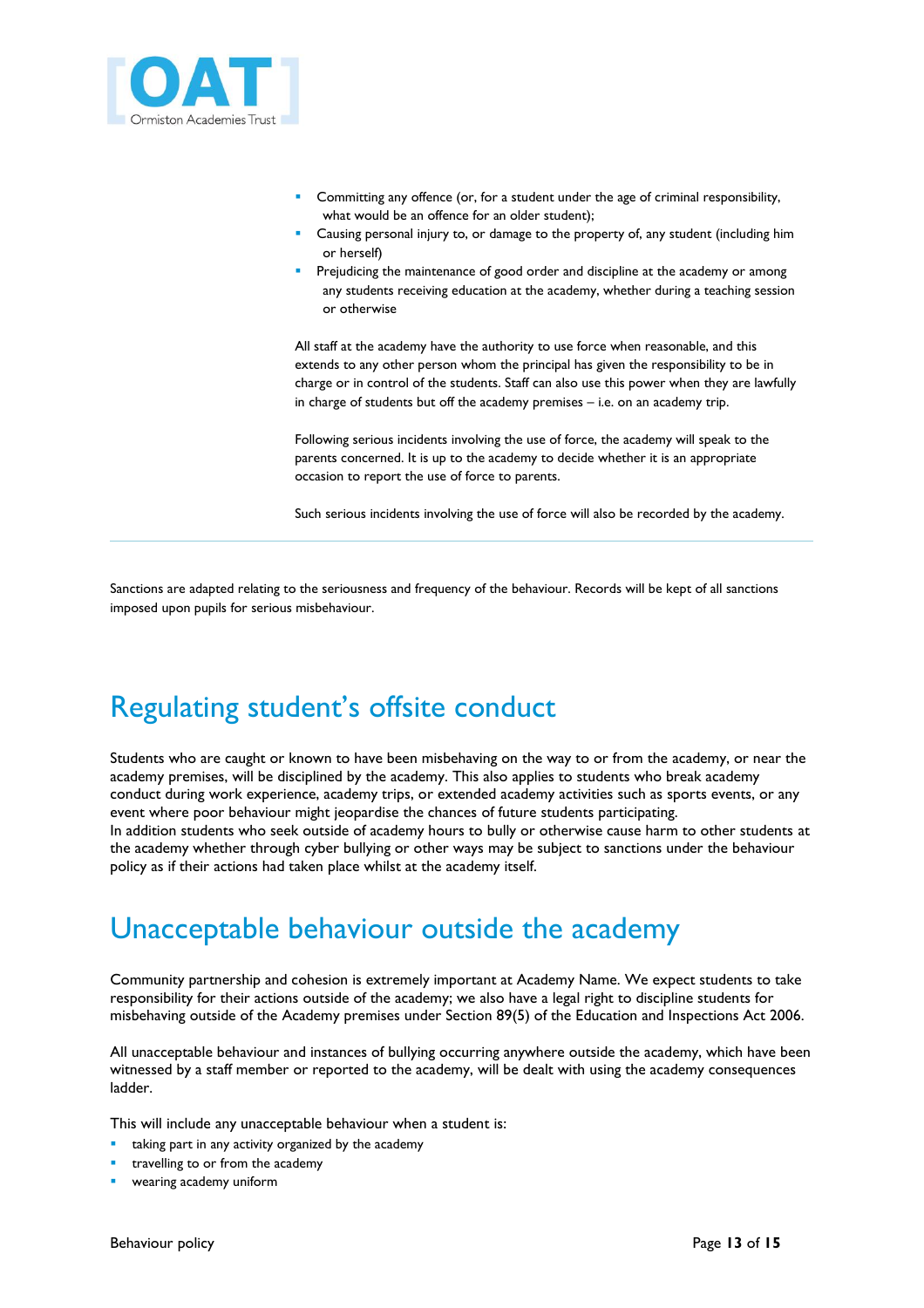- Committing any offence (or, for a student under the age of criminal responsibility, what would be an offence for an older student);
- Causing personal injury to, or damage to the property of, any student (including him or herself)
- Prejudicing the maintenance of good order and discipline at the academy or among any students receiving education at the academy, whether during a teaching session or otherwise

All staff at the academy have the authority to use force when reasonable, and this extends to any other person whom the principal has given the responsibility to be in charge or in control of the students. Staff can also use this power when they are lawfully in charge of students but off the academy premises – i.e. on an academy trip.

Following serious incidents involving the use of force, the academy will speak to the parents concerned. It is up to the academy to decide whether it is an appropriate occasion to report the use of force to parents.

Such serious incidents involving the use of force will also be recorded by the academy.

---

Sanctions are adapted relating to the seriousness and frequency of the behaviour. Records will be kept of all sanctions imposed upon pupils for serious misbehaviour.

# Regulating student's offsite conduct

Students who are caught or known to have been misbehaving on the way to or from the academy, or near the academy premises, will be disciplined by the academy. This also applies to students who break academy conduct during work experience, academy trips, or extended academy activities such as sports events, or any event where poor behaviour might jeopardise the chances of future students participating.
In addition students who seek outside of academy hours to bully or otherwise cause harm to other students at the academy whether through cyber bullying or other ways may be subject to sanctions under the behaviour policy as if their actions had taken place whilst at the academy itself.

# Unacceptable behaviour outside the academy

Community partnership and cohesion is extremely important at Academy Name. We expect students to take responsibility for their actions outside of the academy; we also have a legal right to discipline students for misbehaving outside of the Academy premises under Section 89(5) of the Education and Inspections Act 2006.

All unacceptable behaviour and instances of bullying occurring anywhere outside the academy, which have been witnessed by a staff member or reported to the academy, will be dealt with using the academy consequences ladder.

This will include any unacceptable behaviour when a student is:

- taking part in any activity organized by the academy
- travelling to or from the academy
- wearing academy uniform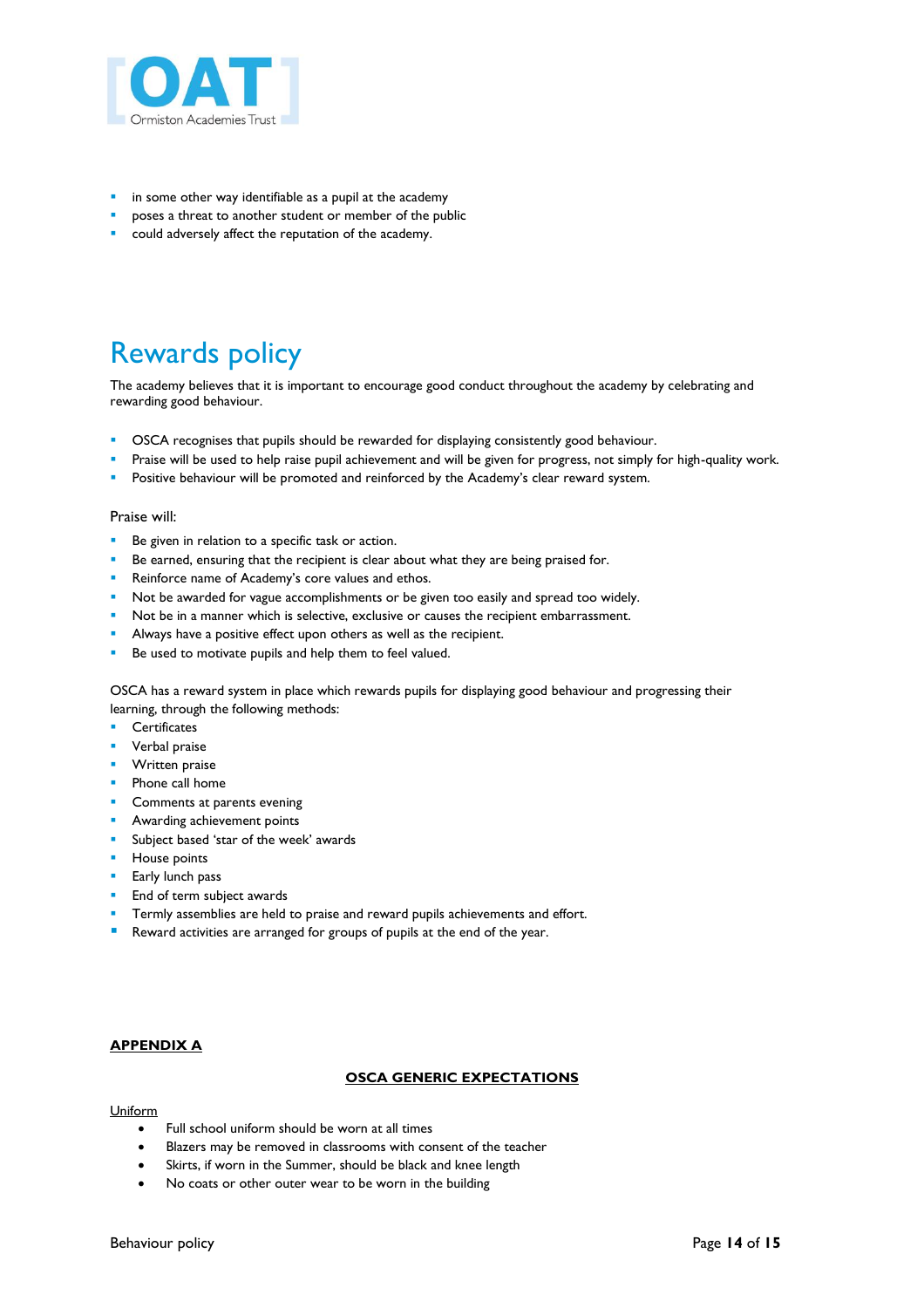- in some other way identifiable as a pupil at the academy
- poses a threat to another student or member of the public
- could adversely affect the reputation of the academy.

# Rewards policy

The academy believes that it is important to encourage good conduct throughout the academy by celebrating and rewarding good behaviour.

- OSCA recognises that pupils should be rewarded for displaying consistently good behaviour.
- Praise will be used to help raise pupil achievement and will be given for progress, not simply for high-quality work.
- Positive behaviour will be promoted and reinforced by the Academy's clear reward system.

Praise will:

- Be given in relation to a specific task or action.
- Be earned, ensuring that the recipient is clear about what they are being praised for.
- Reinforce name of Academy's core values and ethos.
- Not be awarded for vague accomplishments or be given too easily and spread too widely.
- Not be in a manner which is selective, exclusive or causes the recipient embarrassment.
- Always have a positive effect upon others as well as the recipient.
- Be used to motivate pupils and help them to feel valued.

OSCA has a reward system in place which rewards pupils for displaying good behaviour and progressing their learning, through the following methods:

- Certificates
- Verbal praise
- Written praise
- Phone call home
- Comments at parents evening
- Awarding achievement points
- Subject based 'star of the week' awards
- House points
- Early lunch pass
- End of term subject awards
- Termly assemblies are held to praise and reward pupils achievements and effort.
- Reward activities are arranged for groups of pupils at the end of the year.

**APPENDIX A**

**OSCA GENERIC EXPECTATIONS**

Uniform

- Full school uniform should be worn at all times
- Blazers may be removed in classrooms with consent of the teacher
- Skirts, if worn in the Summer, should be black and knee length
- No coats or other outer wear to be worn in the building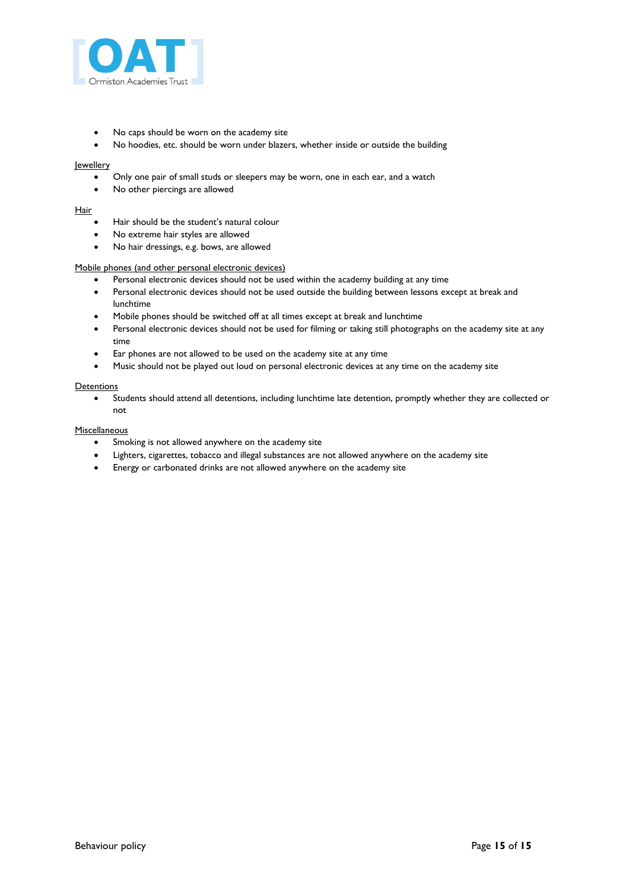- No caps should be worn on the academy site
- No hoodies, etc. should be worn under blazers, whether inside or outside the building

Jewellery

- Only one pair of small studs or sleepers may be worn, one in each ear, and a watch
- No other piercings are allowed

Hair

- Hair should be the student's natural colour
- No extreme hair styles are allowed
- No hair dressings, e.g. bows, are allowed

Mobile phones (and other personal electronic devices)

- Personal electronic devices should not be used within the academy building at any time
- Personal electronic devices should not be used outside the building between lessons except at break and lunchtime
- Mobile phones should be switched off at all times except at break and lunchtime
- Personal electronic devices should not be used for filming or taking still photographs on the academy site at any time
- Ear phones are not allowed to be used on the academy site at any time
- Music should not be played out loud on personal electronic devices at any time on the academy site

Detentions

- Students should attend all detentions, including lunchtime late detention, promptly whether they are collected or not

Miscellaneous

- Smoking is not allowed anywhere on the academy site
- Lighters, cigarettes, tobacco and illegal substances are not allowed anywhere on the academy site
- Energy or carbonated drinks are not allowed anywhere on the academy site